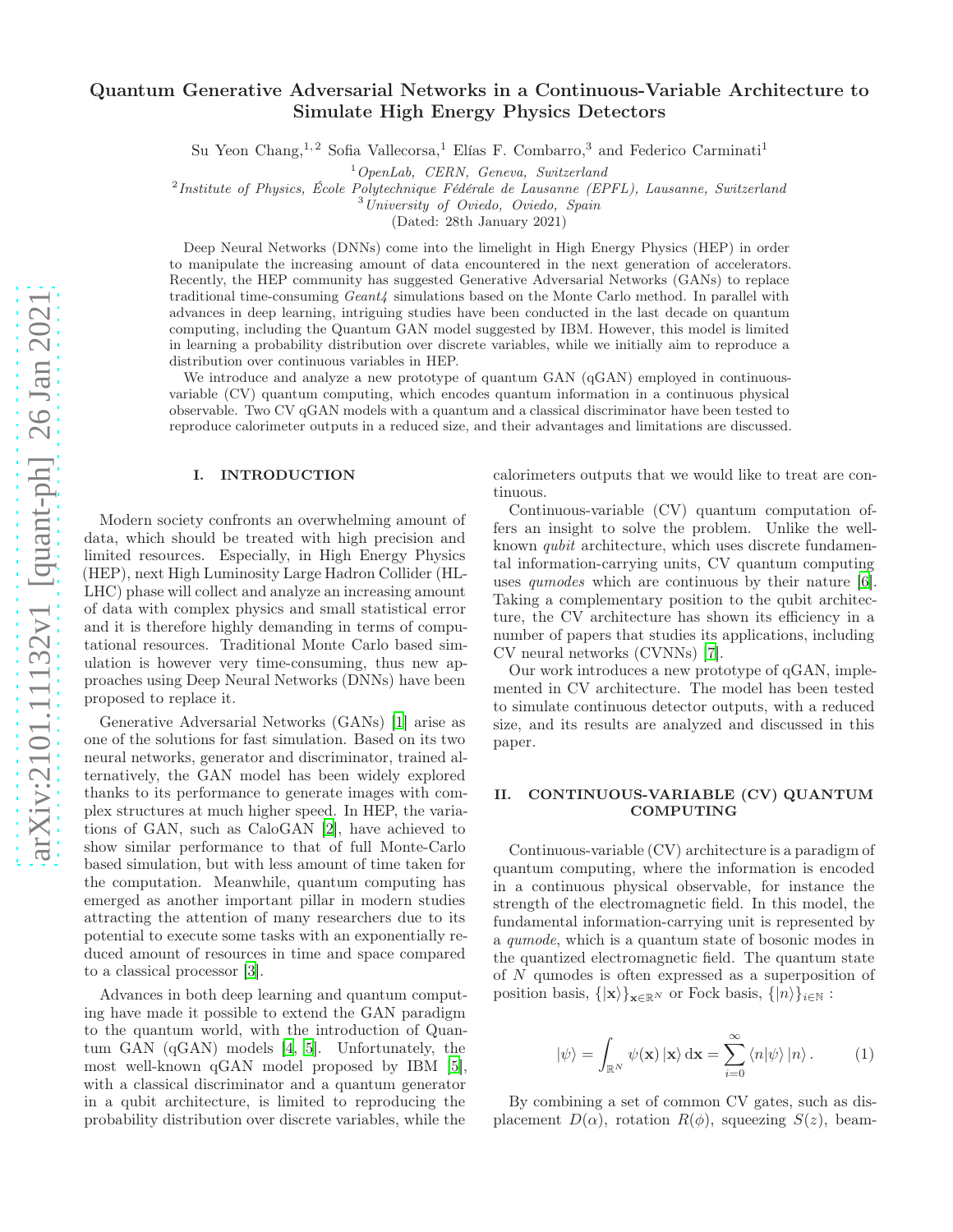# Quantum Generative Adversarial Networks in a Continuous-Variable Architecture to Simulate High Energy Physics Detectors

Su Yeon Chang,[1,2] Sofia Vallecorsa,[1] Elías F. Combarro,[3] and Federico Carminati[1]

[1] *OpenLab, CERN, Geneva, Switzerland*
[2] *Institute of Physics, École Polytechnique Fédérale de Lausanne (EPFL), Lausanne, Switzerland*
[3] *University of Oviedo, Oviedo, Spain*
(Dated: 28th January 2021)

Deep Neural Networks (DNNs) come into the limelight in High Energy Physics (HEP) in order to manipulate the increasing amount of data encountered in the next generation of accelerators. Recently, the HEP community has suggested Generative Adversarial Networks (GANs) to replace traditional time-consuming *Geant4* simulations based on the Monte Carlo method. In parallel with advances in deep learning, intriguing studies have been conducted in the last decade on quantum computing, including the Quantum GAN model suggested by IBM. However, this model is limited in learning a probability distribution over discrete variables, while we initially aim to reproduce a distribution over continuous variables in HEP.

We introduce and analyze a new prototype of quantum GAN (qGAN) employed in continuous-variable (CV) quantum computing, which encodes quantum information in a continuous physical observable. Two CV qGAN models with a quantum and a classical discriminator have been tested to reproduce calorimeter outputs in a reduced size, and their advantages and limitations are discussed.

## I. INTRODUCTION

Modern society confronts an overwhelming amount of data, which should be treated with high precision and limited resources. Especially, in High Energy Physics (HEP), next High Luminosity Large Hadron Collider (HL-LHC) phase will collect and analyze an increasing amount of data with complex physics and small statistical error and it is therefore highly demanding in terms of computational resources. Traditional Monte Carlo based simulation is however very time-consuming, thus new approaches using Deep Neural Networks (DNNs) have been proposed to replace it.

Generative Adversarial Networks (GANs) [1] arise as one of the solutions for fast simulation. Based on its two neural networks, generator and discriminator, trained alternatively, the GAN model has been widely explored thanks to its performance to generate images with complex structures at much higher speed. In HEP, the variations of GAN, such as CaloGAN [2], have achieved to show similar performance to that of full Monte-Carlo based simulation, but with less amount of time taken for the computation. Meanwhile, quantum computing has emerged as another important pillar in modern studies attracting the attention of many researchers due to its potential to execute some tasks with an exponentially reduced amount of resources in time and space compared to a classical processor [3].

Advances in both deep learning and quantum computing have made it possible to extend the GAN paradigm to the quantum world, with the introduction of Quantum GAN (qGAN) models [4, 5]. Unfortunately, the most well-known qGAN model proposed by IBM [5], with a classical discriminator and a quantum generator in a qubit architecture, is limited to reproducing the probability distribution over discrete variables, while the calorimeters outputs that we would like to treat are continuous.

Continuous-variable (CV) quantum computation offers an insight to solve the problem. Unlike the well-known *qubit* architecture, which uses discrete fundamental information-carrying units, CV quantum computing uses *qumodes* which are continuous by their nature [6]. Taking a complementary position to the qubit architecture, the CV architecture has shown its efficiency in a number of papers that studies its applications, including CV neural networks (CVNNs) [7].

Our work introduces a new prototype of qGAN, implemented in CV architecture. The model has been tested to simulate continuous detector outputs, with a reduced size, and its results are analyzed and discussed in this paper.

## II. CONTINUOUS-VARIABLE (CV) QUANTUM COMPUTING

Continuous-variable (CV) architecture is a paradigm of quantum computing, where the information is encoded in a continuous physical observable, for instance the strength of the electromagnetic field. In this model, the fundamental information-carrying unit is represented by a *qumode*, which is a quantum state of bosonic modes in the quantized electromagnetic field. The quantum state of $N$ qumodes is often expressed as a superposition of position basis, $\{|\mathbf{x}\rangle\}_{\mathbf{x}\in\mathbb{R}^N}$ or Fock basis, $\{|n\rangle\}_{i\in\mathbb{N}}$ :

$$|\psi\rangle = \int_{\mathbb{R}^N} \psi(\mathbf{x})\,|\mathbf{x}\rangle\,\mathrm{d}\mathbf{x} = \sum_{i=0}^{\infty} \langle n|\psi\rangle\,|n\rangle\,. \qquad (1)$$

By combining a set of common CV gates, such as displacement $D(\alpha)$, rotation $R(\phi)$, squeezing $S(z)$, beam-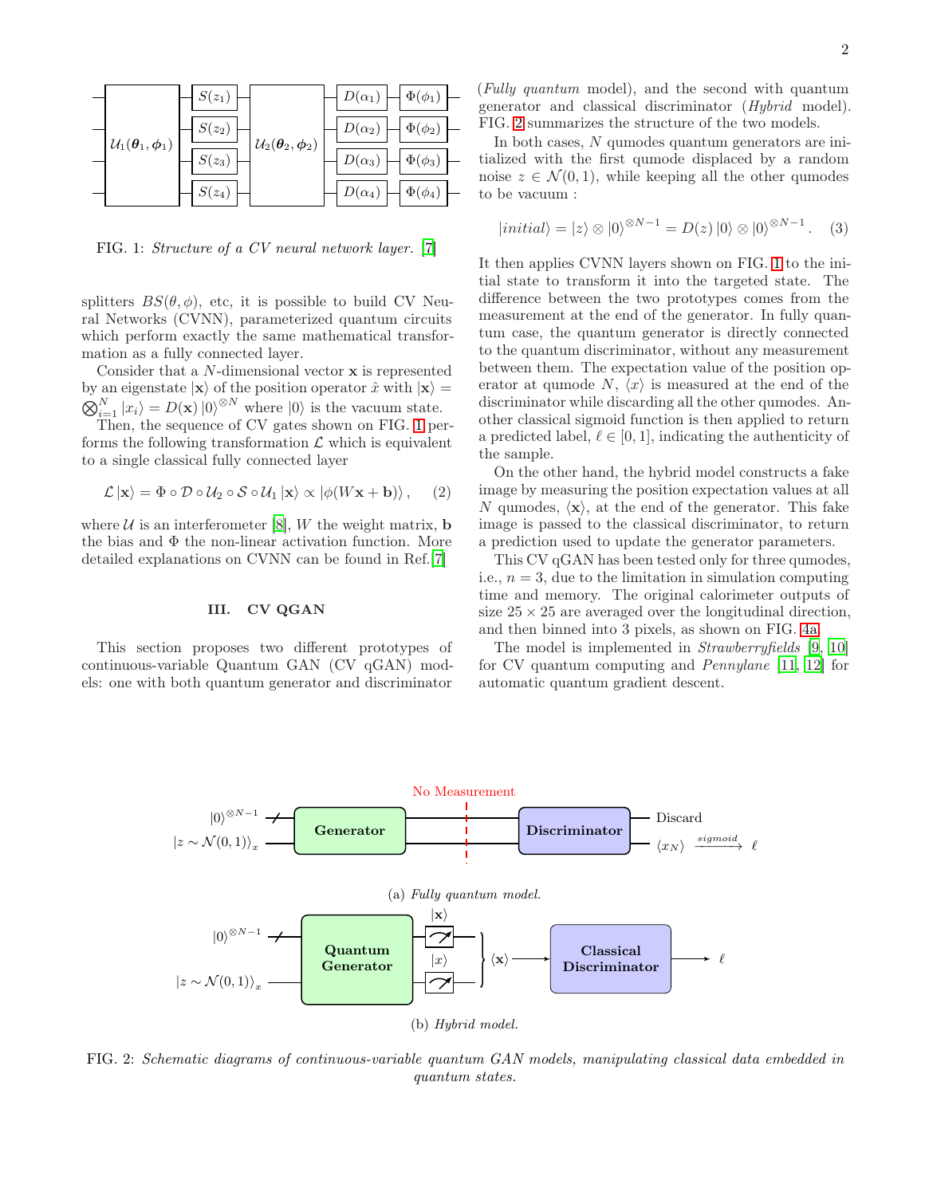FIG. 1: *Structure of a CV neural network layer.* [7]

splitters $BS(\theta, \phi)$, etc, it is possible to build CV Neural Networks (CVNN), parameterized quantum circuits which perform exactly the same mathematical transformation as a fully connected layer.

Consider that a $N$-dimensional vector $\mathbf{x}$ is represented by an eigenstate $|\mathbf{x}\rangle$ of the position operator $\hat{x}$ with $|\mathbf{x}\rangle = \bigotimes_{i=1}^{N} |x_i\rangle = D(\mathbf{x}) |0\rangle^{\otimes N}$ where $|0\rangle$ is the vacuum state.

Then, the sequence of CV gates shown on FIG. 1 performs the following transformation $\mathcal{L}$ which is equivalent to a single classical fully connected layer

$$\mathcal{L} |\mathbf{x}\rangle = \Phi \circ \mathcal{D} \circ \mathcal{U}_2 \circ \mathcal{S} \circ \mathcal{U}_1 |\mathbf{x}\rangle \propto |\phi(W\mathbf{x} + \mathbf{b})\rangle , \quad (2)$$

where $\mathcal{U}$ is an interferometer [8], $W$ the weight matrix, $\mathbf{b}$ the bias and $\Phi$ the non-linear activation function. More detailed explanations on CVNN can be found in Ref.[7]

## III. CV QGAN

This section proposes two different prototypes of continuous-variable Quantum GAN (CV qGAN) models: one with both quantum generator and discriminator (*Fully quantum* model), and the second with quantum generator and classical discriminator (*Hybrid* model). FIG. 2 summarizes the structure of the two models.

In both cases, $N$ qumodes quantum generators are initialized with the first qumode displaced by a random noise $z \in \mathcal{N}(0, 1)$, while keeping all the other qumodes to be vacuum :

$$|initial\rangle = |z\rangle \otimes |0\rangle^{\otimes N-1} = D(z) |0\rangle \otimes |0\rangle^{\otimes N-1} . \quad (3)$$

It then applies CVNN layers shown on FIG. 1 to the initial state to transform it into the targeted state. The difference between the two prototypes comes from the measurement at the end of the generator. In fully quantum case, the quantum generator is directly connected to the quantum discriminator, without any measurement between them. The expectation value of the position operator at qumode $N$, $\langle x \rangle$ is measured at the end of the discriminator while discarding all the other qumodes. Another classical sigmoid function is then applied to return a predicted label, $\ell \in [0, 1]$, indicating the authenticity of the sample.

On the other hand, the hybrid model constructs a fake image by measuring the position expectation values at all $N$ qumodes, $\langle \mathbf{x} \rangle$, at the end of the generator. This fake image is passed to the classical discriminator, to return a prediction used to update the generator parameters.

This CV qGAN has been tested only for three qumodes, i.e., $n = 3$, due to the limitation in simulation computing time and memory. The original calorimeter outputs of size $25 \times 25$ are averaged over the longitudinal direction, and then binned into 3 pixels, as shown on FIG. 4a.

The model is implemented in *Strawberryfields* [9, 10] for CV quantum computing and *Pennylane* [11, 12] for automatic quantum gradient descent.

(a) *Fully quantum model.*

(b) *Hybrid model.*

FIG. 2: *Schematic diagrams of continuous-variable quantum GAN models, manipulating classical data embedded in quantum states.*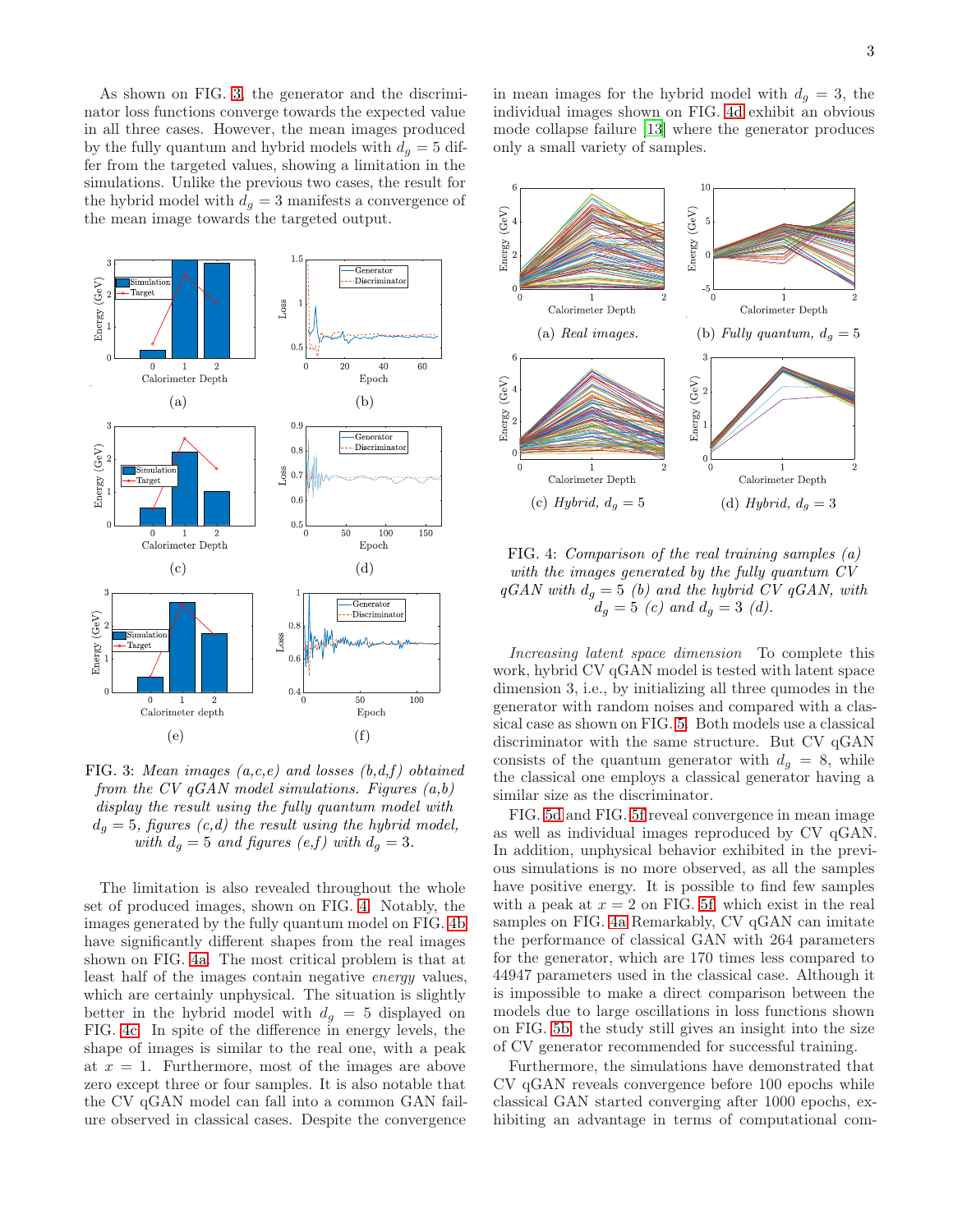As shown on FIG. 3, the generator and the discriminator loss functions converge towards the expected value in all three cases. However, the mean images produced by the fully quantum and hybrid models with $d_g = 5$ differ from the targeted values, showing a limitation in the simulations. Unlike the previous two cases, the result for the hybrid model with $d_g = 3$ manifests a convergence of the mean image towards the targeted output.

FIG. 3: *Mean images (a,c,e) and losses (b,d,f) obtained from the CV qGAN model simulations. Figures (a,b) display the result using the fully quantum model with $d_g = 5$, figures (c,d) the result using the hybrid model, with $d_g = 5$ and figures (e,f) with $d_g = 3$.*

The limitation is also revealed throughout the whole set of produced images, shown on FIG. 4. Notably, the images generated by the fully quantum model on FIG. 4b have significantly different shapes from the real images shown on FIG. 4a. The most critical problem is that at least half of the images contain negative *energy* values, which are certainly unphysical. The situation is slightly better in the hybrid model with $d_g = 5$ displayed on FIG. 4c. In spite of the difference in energy levels, the shape of images is similar to the real one, with a peak at $x = 1$. Furthermore, most of the images are above zero except three or four samples. It is also notable that the CV qGAN model can fall into a common GAN failure observed in classical cases. Despite the convergence in mean images for the hybrid model with $d_g = 3$, the individual images shown on FIG. 4d exhibit an obvious mode collapse failure [13] where the generator produces only a small variety of samples.

FIG. 4: *Comparison of the real training samples (a) with the images generated by the fully quantum CV qGAN with $d_g = 5$ (b) and the hybrid CV qGAN, with $d_g = 5$ (c) and $d_g = 3$ (d).*

*Increasing latent space dimension* To complete this work, hybrid CV qGAN model is tested with latent space dimension 3, i.e., by initializing all three qumodes in the generator with random noises and compared with a classical case as shown on FIG. 5. Both models use a classical discriminator with the same structure. But CV qGAN consists of the quantum generator with $d_g = 8$, while the classical one employs a classical generator having a similar size as the discriminator.

FIG. 5d and FIG. 5f reveal convergence in mean image as well as individual images reproduced by CV qGAN. In addition, unphysical behavior exhibited in the previous simulations is no more observed, as all the samples have positive energy. It is possible to find few samples with a peak at $x = 2$ on FIG. 5f, which exist in the real samples on FIG. 4a Remarkably, CV qGAN can imitate the performance of classical GAN with 264 parameters for the generator, which are 170 times less compared to 44947 parameters used in the classical case. Although it is impossible to make a direct comparison between the models due to large oscillations in loss functions shown on FIG. 5b, the study still gives an insight into the size of CV generator recommended for successful training.

Furthermore, the simulations have demonstrated that CV qGAN reveals convergence before 100 epochs while classical GAN started converging after 1000 epochs, exhibiting an advantage in terms of computational com-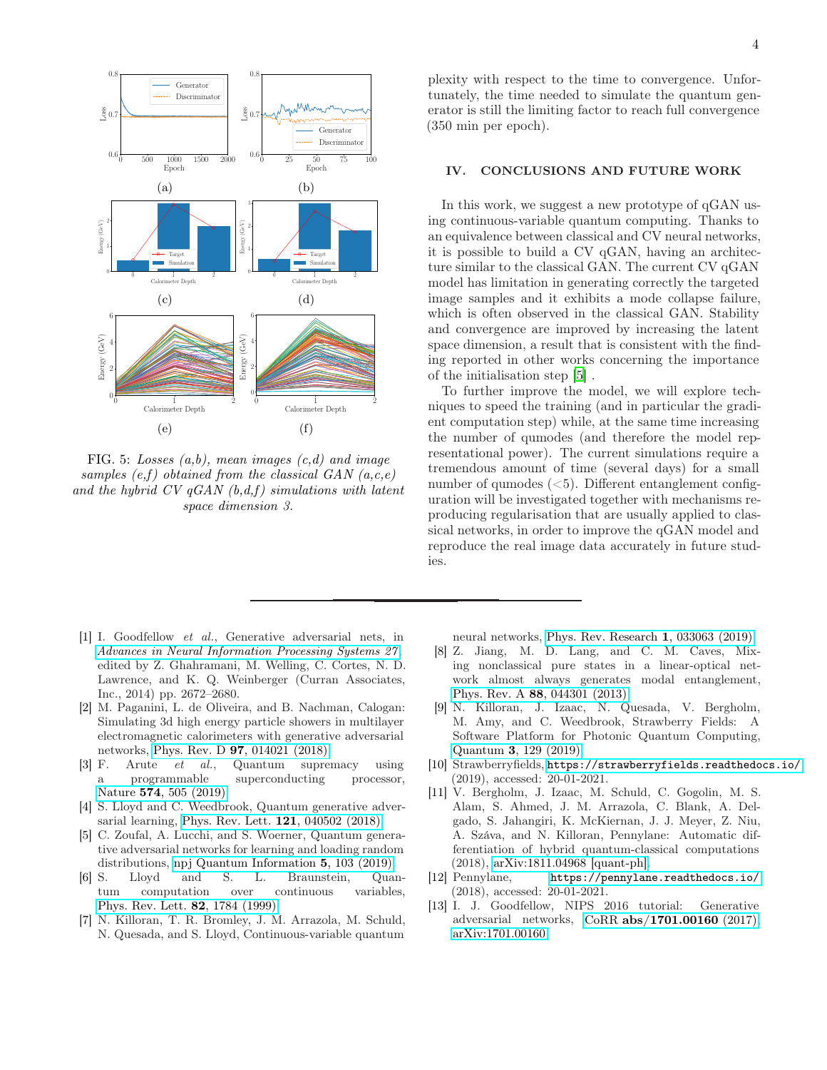0.8
Generator
Discriminator
Loss
0.7
0.6
0 500 1000 1500 2000
Epoch

(a)

0.8
Loss
0.7
Generator
Discriminator
0.6
0 25 50 75 100
Epoch

(b)

Energy (GeV)
2
1
0
Target
Simulation
0 1 2
Calorimeter Depth

(c)

Energy (GeV)
3
2
1
0
Target
Simulation
0 1 2
Calorimeter Depth

(d)

6
Energy (GeV)
4
2
0
0 1 2
Calorimeter Depth

(e)

6
Energy (GeV)
4
2
0
0 1 2
Calorimeter Depth

(f)

FIG. 5: *Losses (a,b), mean images (c,d) and image samples (e,f) obtained from the classical GAN (a,c,e) and the hybrid CV qGAN (b,d,f) simulations with latent space dimension 3.*

plexity with respect to the time to convergence. Unfortunately, the time needed to simulate the quantum generator is still the limiting factor to reach full convergence (350 min per epoch).

## IV. CONCLUSIONS AND FUTURE WORK

In this work, we suggest a new prototype of qGAN using continuous-variable quantum computing. Thanks to an equivalence between classical and CV neural networks, it is possible to build a CV qGAN, having an architecture similar to the classical GAN. The current CV qGAN model has limitation in generating correctly the targeted image samples and it exhibits a mode collapse failure, which is often observed in the classical GAN. Stability and convergence are improved by increasing the latent space dimension, a result that is consistent with the finding reported in other works concerning the importance of the initialisation step [5] .

To further improve the model, we will explore techniques to speed the training (and in particular the gradient computation step) while, at the same time increasing the number of qumodes (and therefore the model representational power). The current simulations require a tremendous amount of time (several days) for a small number of qumodes ($<5$). Different entanglement configuration will be investigated together with mechanisms reproducing regularisation that are usually applied to classical networks, in order to improve the qGAN model and reproduce the real image data accurately in future studies.

---

[1] I. Goodfellow *et al.*, Generative adversarial nets, in *Advances in Neural Information Processing Systems 27*, edited by Z. Ghahramani, M. Welling, C. Cortes, N. D. Lawrence, and K. Q. Weinberger (Curran Associates, Inc., 2014) pp. 2672–2680.

[2] M. Paganini, L. de Oliveira, and B. Nachman, Calogan: Simulating 3d high energy particle showers in multilayer electromagnetic calorimeters with generative adversarial networks, Phys. Rev. D **97**, 014021 (2018).

[3] F. Arute *et al.*, Quantum supremacy using a programmable superconducting processor, Nature **574**, 505 (2019).

[4] S. Lloyd and C. Weedbrook, Quantum generative adversarial learning, Phys. Rev. Lett. **121**, 040502 (2018).

[5] C. Zoufal, A. Lucchi, and S. Woerner, Quantum generative adversarial networks for learning and loading random distributions, npj Quantum Information **5**, 103 (2019).

[6] S. Lloyd and S. L. Braunstein, Quantum computation over continuous variables, Phys. Rev. Lett. **82**, 1784 (1999).

[7] N. Killoran, T. R. Bromley, J. M. Arrazola, M. Schuld, N. Quesada, and S. Lloyd, Continuous-variable quantum neural networks, Phys. Rev. Research **1**, 033063 (2019).

[8] Z. Jiang, M. D. Lang, and C. M. Caves, Mixing nonclassical pure states in a linear-optical network almost always generates modal entanglement, Phys. Rev. A **88**, 044301 (2013).

[9] N. Killoran, J. Izaac, N. Quesada, V. Bergholm, M. Amy, and C. Weedbrook, Strawberry Fields: A Software Platform for Photonic Quantum Computing, Quantum **3**, 129 (2019).

[10] Strawberryfields, https://strawberryfields.readthedocs.io/ (2019), accessed: 20-01-2021.

[11] V. Bergholm, J. Izaac, M. Schuld, C. Gogolin, M. S. Alam, S. Ahmed, J. M. Arrazola, C. Blank, A. Delgado, S. Jahangiri, K. McKiernan, J. J. Meyer, Z. Niu, A. Száva, and N. Killoran, Pennylane: Automatic differentiation of hybrid quantum-classical computations (2018), arXiv:1811.04968 [quant-ph].

[12] Pennylane, https://pennylane.readthedocs.io/ (2018), accessed: 20-01-2021.

[13] I. J. Goodfellow, NIPS 2016 tutorial: Generative adversarial networks, CoRR **abs/1701.00160** (2017), arXiv:1701.00160.